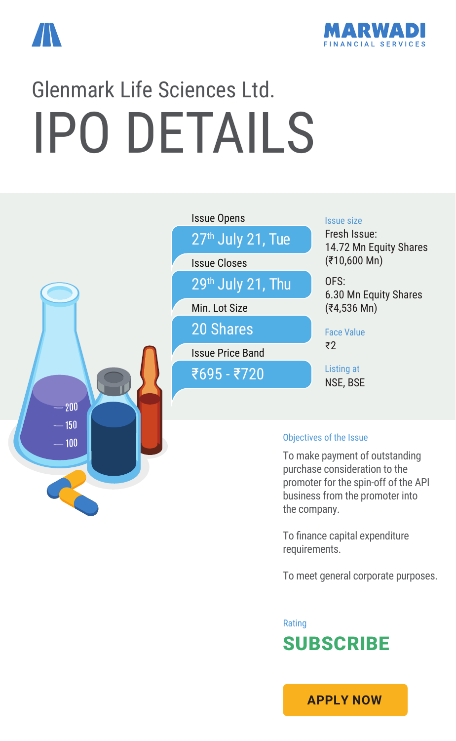MARWADI FINANCIAL SERVICES

# Glenmark Life Sciences Ltd.

# IPO DETAILS

**Issue Opens**
27th July 21, Tue

**Issue Closes**
29th July 21, Thu

**Min. Lot Size**
20 Shares

**Issue Price Band**
₹695 - ₹720

**Issue size**

Fresh Issue:
14.72 Mn Equity Shares
(₹10,600 Mn)

OFS:
6.30 Mn Equity Shares
(₹4,536 Mn)

**Face Value**
₹2

**Listing at**
NSE, BSE

**Objectives of the Issue**

To make payment of outstanding purchase consideration to the promoter for the spin-off of the API business from the promoter into the company.

To finance capital expenditure requirements.

To meet general corporate purposes.

**Rating**

**SUBSCRIBE**

APPLY NOW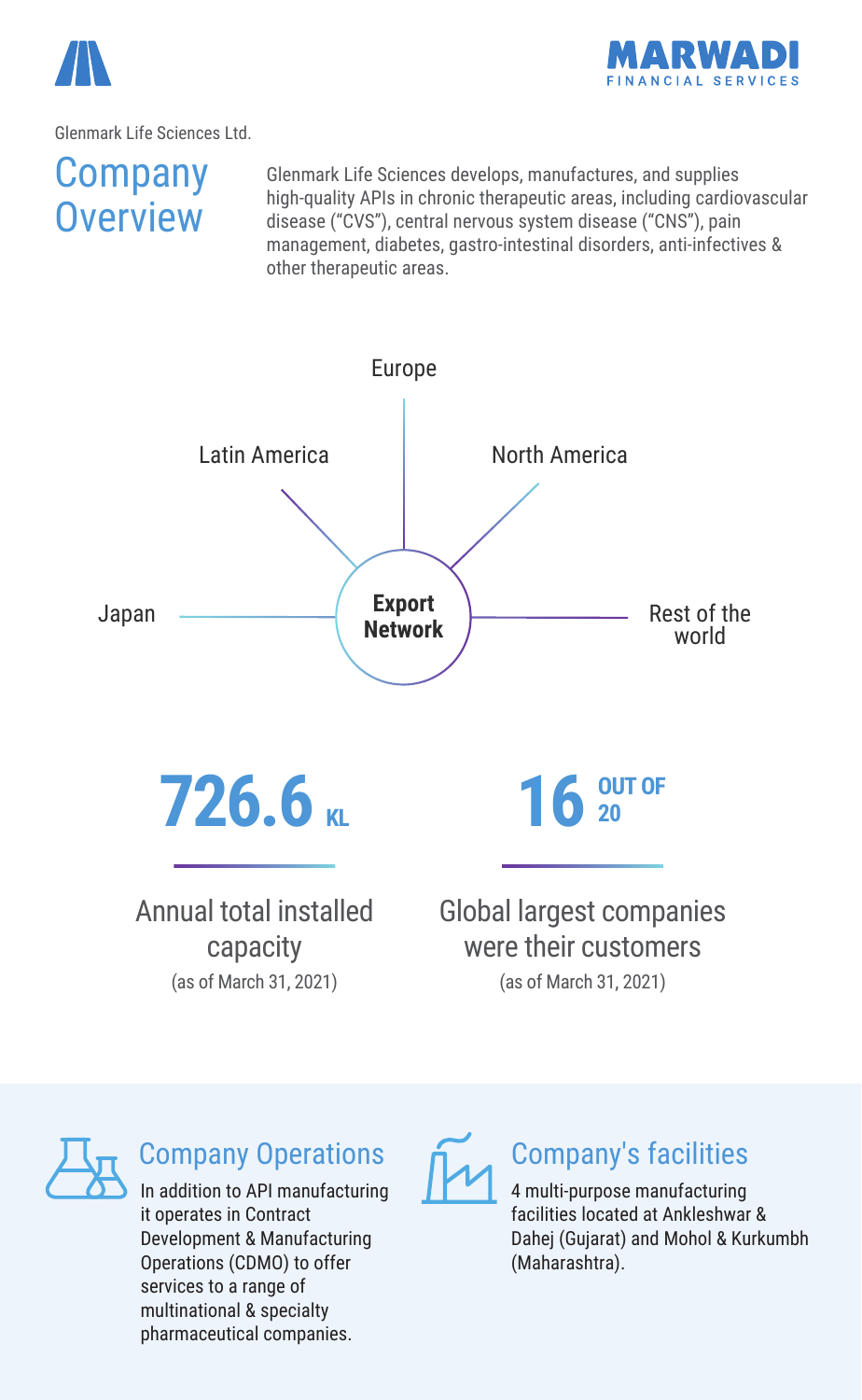Glenmark Life Sciences Ltd.

# Company Overview

Glenmark Life Sciences develops, manufactures, and supplies high-quality APIs in chronic therapeutic areas, including cardiovascular disease ("CVS"), central nervous system disease ("CNS"), pain management, diabetes, gastro-intestinal disorders, anti-infectives & other therapeutic areas.

**Export Network**

- Europe
- Latin America
- North America
- Japan
- Rest of the world

**726.6 KL**

Annual total installed capacity (as of March 31, 2021)

**16 OUT OF 20**

Global largest companies were their customers (as of March 31, 2021)

## Company Operations

In addition to API manufacturing it operates in Contract Development & Manufacturing Operations (CDMO) to offer services to a range of multinational & specialty pharmaceutical companies.

## Company's facilities

4 multi-purpose manufacturing facilities located at Ankleshwar & Dahej (Gujarat) and Mohol & Kurkumbh (Maharashtra).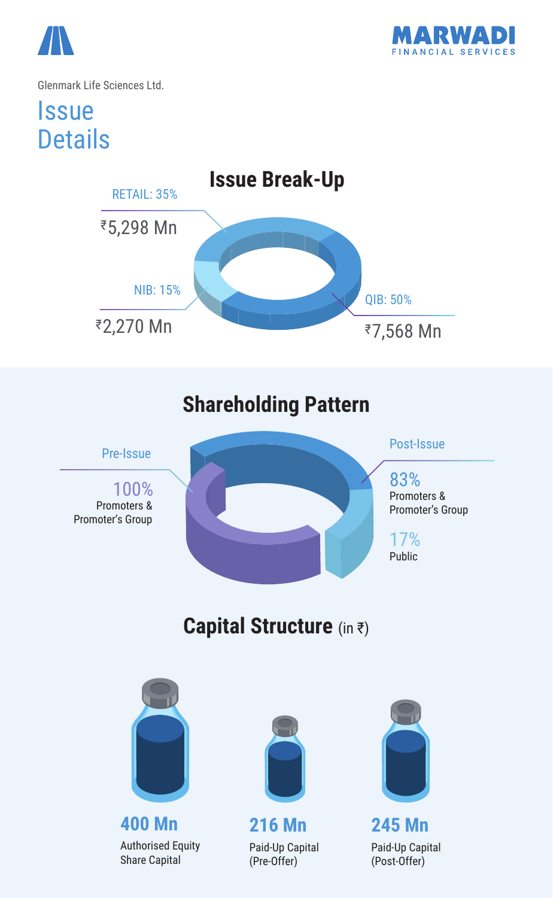Glenmark Life Sciences Ltd.

# Issue Details

## Issue Break-Up

RETAIL: 35%
₹5,298 Mn

NIB: 15%
₹2,270 Mn

QIB: 50%
₹7,568 Mn

## Shareholding Pattern

Pre-Issue

100%
Promoters & Promoter's Group

Post-Issue

83%
Promoters & Promoter's Group

17%
Public

## Capital Structure (in ₹)

**400 Mn**
Authorised Equity Share Capital

**216 Mn**
Paid-Up Capital (Pre-Offer)

**245 Mn**
Paid-Up Capital (Post-Offer)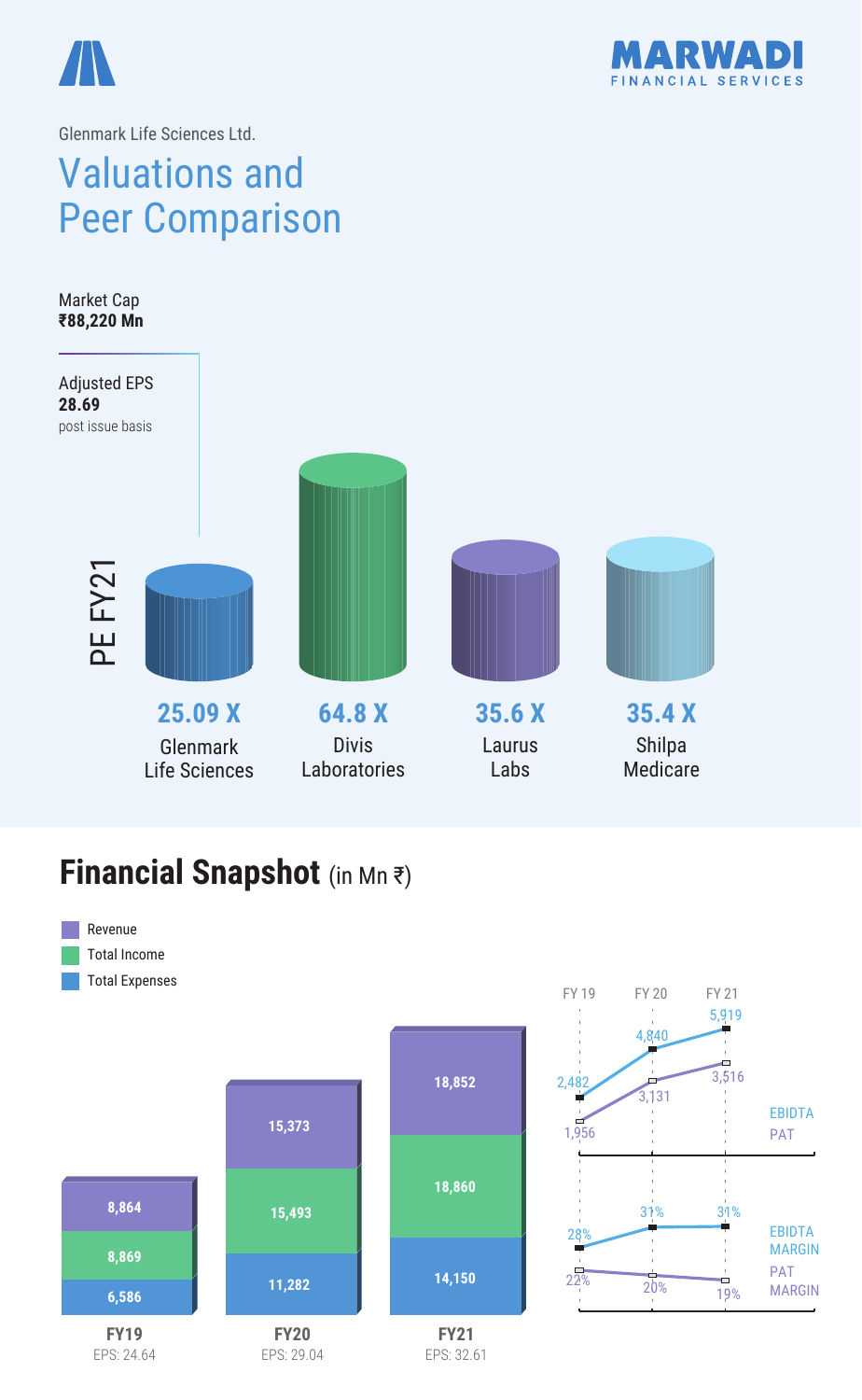Glenmark Life Sciences Ltd.

# Valuations and Peer Comparison

Market Cap
**₹88,220 Mn**

Adjusted EPS
**28.69**
post issue basis

PE FY21

| Company | PE FY21 |
|---|---|
| Glenmark Life Sciences | **25.09 X** |
| Divis Laboratories | **64.8 X** |
| Laurus Labs | **35.6 X** |
| Shilpa Medicare | **35.4 X** |

## **Financial Snapshot** (in Mn ₹)

| | FY19 | FY20 | FY21 |
|---|---|---|---|
| Revenue | 8,864 | 15,373 | 18,852 |
| Total Income | 8,869 | 15,493 | 18,860 |
| Total Expenses | 6,586 | 11,282 | 14,150 |
| EPS | 24.64 | 29.04 | 32.61 |

| | FY 19 | FY 20 | FY 21 |
|---|---|---|---|
| EBIDTA | 2,482 | 4,840 | 5,919 |
| PAT | 1,956 | 3,131 | 3,516 |
| EBIDTA MARGIN | 28% | 31% | 31% |
| PAT MARGIN | 22% | 20% | 19% |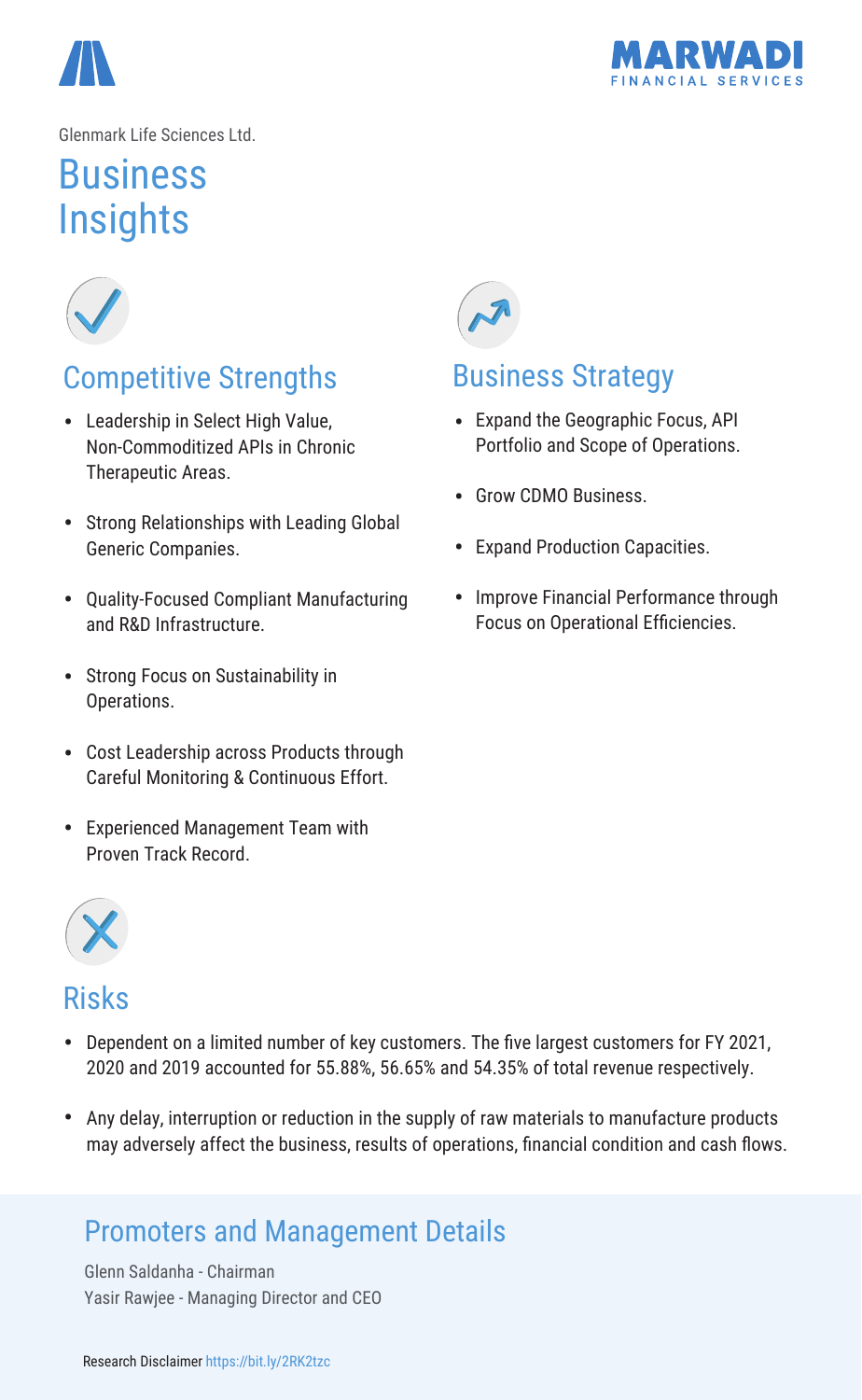Glenmark Life Sciences Ltd.

# Business Insights

## Competitive Strengths

- Leadership in Select High Value, Non-Commoditized APIs in Chronic Therapeutic Areas.
- Strong Relationships with Leading Global Generic Companies.
- Quality-Focused Compliant Manufacturing and R&D Infrastructure.
- Strong Focus on Sustainability in Operations.
- Cost Leadership across Products through Careful Monitoring & Continuous Effort.
- Experienced Management Team with Proven Track Record.

## Business Strategy

- Expand the Geographic Focus, API Portfolio and Scope of Operations.
- Grow CDMO Business.
- Expand Production Capacities.
- Improve Financial Performance through Focus on Operational Efficiencies.

## Risks

- Dependent on a limited number of key customers. The five largest customers for FY 2021, 2020 and 2019 accounted for 55.88%, 56.65% and 54.35% of total revenue respectively.
- Any delay, interruption or reduction in the supply of raw materials to manufacture products may adversely affect the business, results of operations, financial condition and cash flows.

## Promoters and Management Details

Glenn Saldanha - Chairman
Yasir Rawjee - Managing Director and CEO

Research Disclaimer https://bit.ly/2RK2tzc